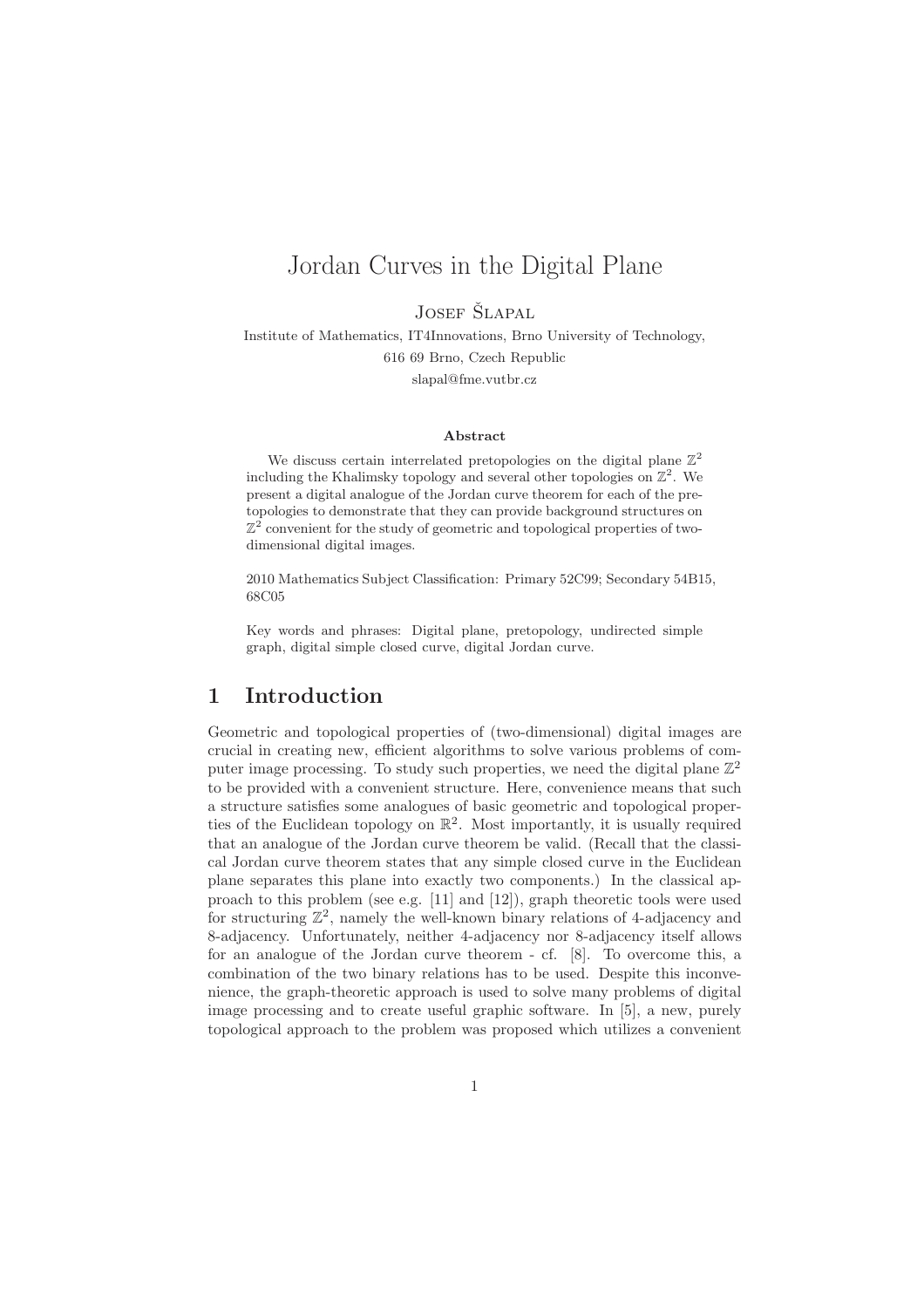# Jordan Curves in the Digital Plane

Josef Šlapal

Institute of Mathematics, IT4Innovations, Brno University of Technology,
616 69 Brno, Czech Republic
slapal@fme.vutbr.cz

**Abstract**

We discuss certain interrelated pretopologies on the digital plane $\mathbb{Z}^2$ including the Khalimsky topology and several other topologies on $\mathbb{Z}^2$. We present a digital analogue of the Jordan curve theorem for each of the pretopologies to demonstrate that they can provide background structures on $\mathbb{Z}^2$ convenient for the study of geometric and topological properties of two-dimensional digital images.

2010 Mathematics Subject Classification: Primary 52C99; Secondary 54B15, 68C05

Key words and phrases: Digital plane, pretopology, undirected simple graph, digital simple closed curve, digital Jordan curve.

## 1 Introduction

Geometric and topological properties of (two-dimensional) digital images are crucial in creating new, efficient algorithms to solve various problems of computer image processing. To study such properties, we need the digital plane $\mathbb{Z}^2$ to be provided with a convenient structure. Here, convenience means that such a structure satisfies some analogues of basic geometric and topological properties of the Euclidean topology on $\mathbb{R}^2$. Most importantly, it is usually required that an analogue of the Jordan curve theorem be valid. (Recall that the classical Jordan curve theorem states that any simple closed curve in the Euclidean plane separates this plane into exactly two components.) In the classical approach to this problem (see e.g. [11] and [12]), graph theoretic tools were used for structuring $\mathbb{Z}^2$, namely the well-known binary relations of 4-adjacency and 8-adjacency. Unfortunately, neither 4-adjacency nor 8-adjacency itself allows for an analogue of the Jordan curve theorem - cf. [8]. To overcome this, a combination of the two binary relations has to be used. Despite this inconvenience, the graph-theoretic approach is used to solve many problems of digital image processing and to create useful graphic software. In [5], a new, purely topological approach to the problem was proposed which utilizes a convenient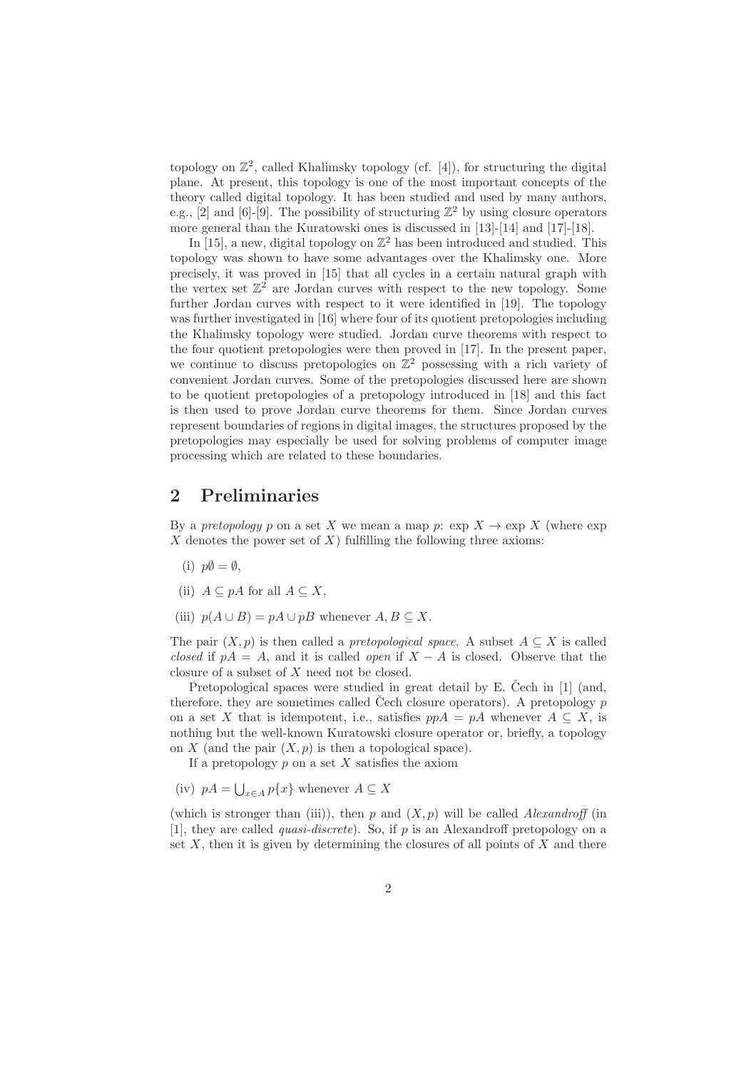topology on $\mathbb{Z}^2$, called Khalimsky topology (cf. [4]), for structuring the digital plane. At present, this topology is one of the most important concepts of the theory called digital topology. It has been studied and used by many authors, e.g., [2] and [6]-[9]. The possibility of structuring $\mathbb{Z}^2$ by using closure operators more general than the Kuratowski ones is discussed in [13]-[14] and [17]-[18].

In [15], a new, digital topology on $\mathbb{Z}^2$ has been introduced and studied. This topology was shown to have some advantages over the Khalimsky one. More precisely, it was proved in [15] that all cycles in a certain natural graph with the vertex set $\mathbb{Z}^2$ are Jordan curves with respect to the new topology. Some further Jordan curves with respect to it were identified in [19]. The topology was further investigated in [16] where four of its quotient pretopologies including the Khalimsky topology were studied. Jordan curve theorems with respect to the four quotient pretopologies were then proved in [17]. In the present paper, we continue to discuss pretopologies on $\mathbb{Z}^2$ possessing with a rich variety of convenient Jordan curves. Some of the pretopologies discussed here are shown to be quotient pretopologies of a pretopology introduced in [18] and this fact is then used to prove Jordan curve theorems for them. Since Jordan curves represent boundaries of regions in digital images, the structures proposed by the pretopologies may especially be used for solving problems of computer image processing which are related to these boundaries.

## 2 Preliminaries

By a *pretopology* $p$ on a set $X$ we mean a map $p$: exp $X \to$ exp $X$ (where exp $X$ denotes the power set of $X$) fulfilling the following three axioms:

(i) $p\emptyset = \emptyset$,

(ii) $A \subseteq pA$ for all $A \subseteq X$,

(iii) $p(A \cup B) = pA \cup pB$ whenever $A, B \subseteq X$.

The pair $(X, p)$ is then called a *pretopological space*. A subset $A \subseteq X$ is called *closed* if $pA = A$, and it is called *open* if $X - A$ is closed. Observe that the closure of a subset of $X$ need not be closed.

Pretopological spaces were studied in great detail by E. Čech in [1] (and, therefore, they are sometimes called Čech closure operators). A pretopology $p$ on a set $X$ that is idempotent, i.e., satisfies $ppA = pA$ whenever $A \subseteq X$, is nothing but the well-known Kuratowski closure operator or, briefly, a topology on $X$ (and the pair $(X, p)$ is then a topological space).

If a pretopology $p$ on a set $X$ satisfies the axiom

(iv) $pA = \bigcup_{x \in A} p\{x\}$ whenever $A \subseteq X$

(which is stronger than (iii)), then $p$ and $(X, p)$ will be called *Alexandroff* (in [1], they are called *quasi-discrete*). So, if $p$ is an Alexandroff pretopology on a set $X$, then it is given by determining the closures of all points of $X$ and there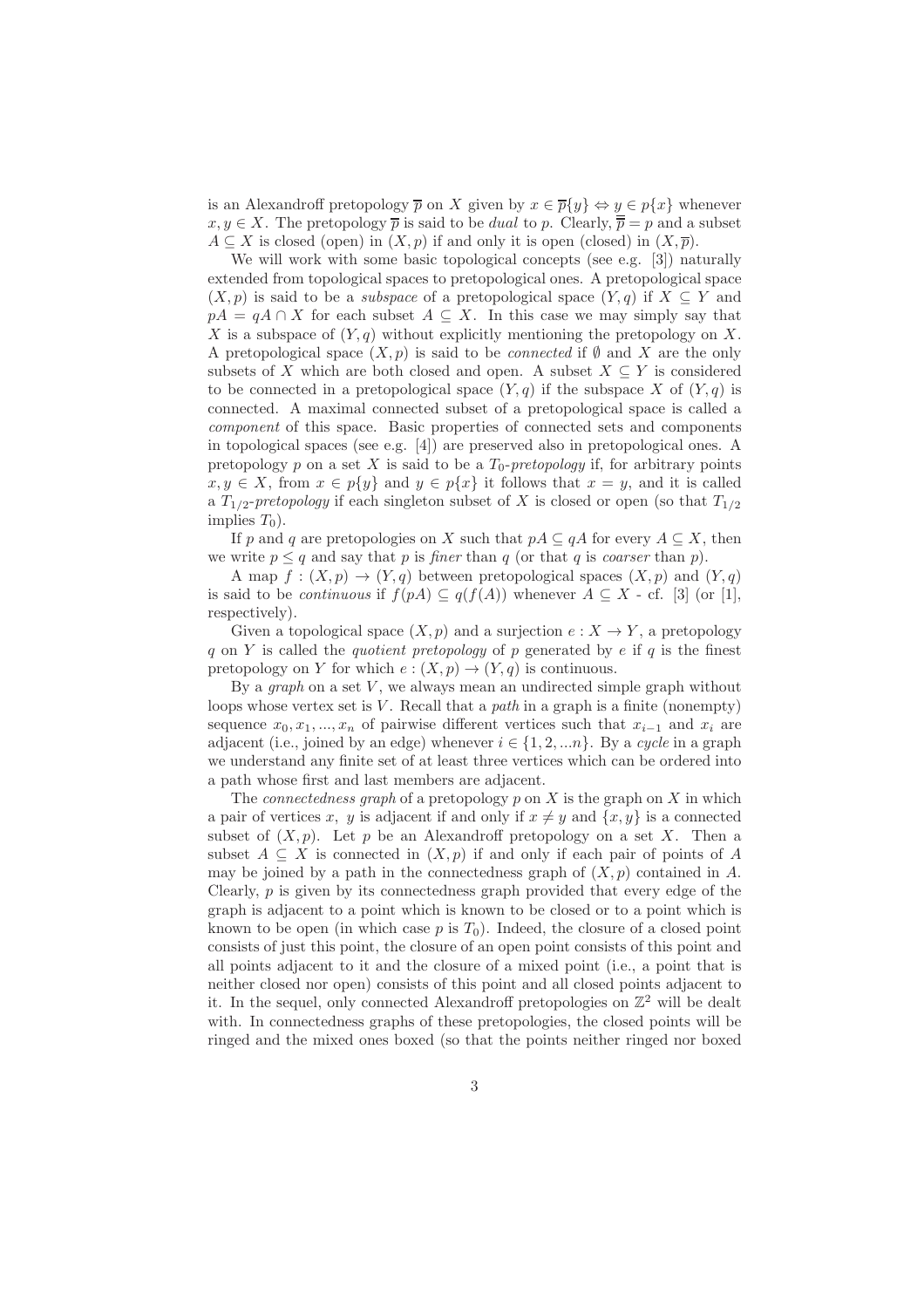is an Alexandroff pretopology $\overline{p}$ on $X$ given by $x \in \overline{p}\{y\} \Leftrightarrow y \in p\{x\}$ whenever $x, y \in X$. The pretopology $\overline{p}$ is said to be *dual* to $p$. Clearly, $\overline{\overline{p}} = p$ and a subset $A \subseteq X$ is closed (open) in $(X, p)$ if and only it is open (closed) in $(X, \overline{p})$.

We will work with some basic topological concepts (see e.g. [3]) naturally extended from topological spaces to pretopological ones. A pretopological space $(X, p)$ is said to be a *subspace* of a pretopological space $(Y, q)$ if $X \subseteq Y$ and $pA = qA \cap X$ for each subset $A \subseteq X$. In this case we may simply say that $X$ is a subspace of $(Y, q)$ without explicitly mentioning the pretopology on $X$. A pretopological space $(X, p)$ is said to be *connected* if $\emptyset$ and $X$ are the only subsets of $X$ which are both closed and open. A subset $X \subseteq Y$ is considered to be connected in a pretopological space $(Y, q)$ if the subspace $X$ of $(Y, q)$ is connected. A maximal connected subset of a pretopological space is called a *component* of this space. Basic properties of connected sets and components in topological spaces (see e.g. [4]) are preserved also in pretopological ones. A pretopology $p$ on a set $X$ is said to be a *$T_0$-pretopology* if, for arbitrary points $x, y \in X$, from $x \in p\{y\}$ and $y \in p\{x\}$ it follows that $x = y$, and it is called a *$T_{1/2}$-pretopology* if each singleton subset of $X$ is closed or open (so that $T_{1/2}$ implies $T_0$).

If $p$ and $q$ are pretopologies on $X$ such that $pA \subseteq qA$ for every $A \subseteq X$, then we write $p \leq q$ and say that $p$ is *finer* than $q$ (or that $q$ is *coarser* than $p$).

A map $f : (X, p) \to (Y, q)$ between pretopological spaces $(X, p)$ and $(Y, q)$ is said to be *continuous* if $f(pA) \subseteq q(f(A))$ whenever $A \subseteq X$ - cf. [3] (or [1], respectively).

Given a topological space $(X, p)$ and a surjection $e : X \to Y$, a pretopology $q$ on $Y$ is called the *quotient pretopology* of $p$ generated by $e$ if $q$ is the finest pretopology on $Y$ for which $e : (X, p) \to (Y, q)$ is continuous.

By a *graph* on a set $V$, we always mean an undirected simple graph without loops whose vertex set is $V$. Recall that a *path* in a graph is a finite (nonempty) sequence $x_0, x_1, ..., x_n$ of pairwise different vertices such that $x_{i-1}$ and $x_i$ are adjacent (i.e., joined by an edge) whenever $i \in \{1, 2, ...n\}$. By a *cycle* in a graph we understand any finite set of at least three vertices which can be ordered into a path whose first and last members are adjacent.

The *connectedness graph* of a pretopology $p$ on $X$ is the graph on $X$ in which a pair of vertices $x$, $y$ is adjacent if and only if $x \neq y$ and $\{x, y\}$ is a connected subset of $(X, p)$. Let $p$ be an Alexandroff pretopology on a set $X$. Then a subset $A \subseteq X$ is connected in $(X, p)$ if and only if each pair of points of $A$ may be joined by a path in the connectedness graph of $(X, p)$ contained in $A$. Clearly, $p$ is given by its connectedness graph provided that every edge of the graph is adjacent to a point which is known to be closed or to a point which is known to be open (in which case $p$ is $T_0$). Indeed, the closure of a closed point consists of just this point, the closure of an open point consists of this point and all points adjacent to it and the closure of a mixed point (i.e., a point that is neither closed nor open) consists of this point and all closed points adjacent to it. In the sequel, only connected Alexandroff pretopologies on $\mathbb{Z}^2$ will be dealt with. In connectedness graphs of these pretopologies, the closed points will be ringed and the mixed ones boxed (so that the points neither ringed nor boxed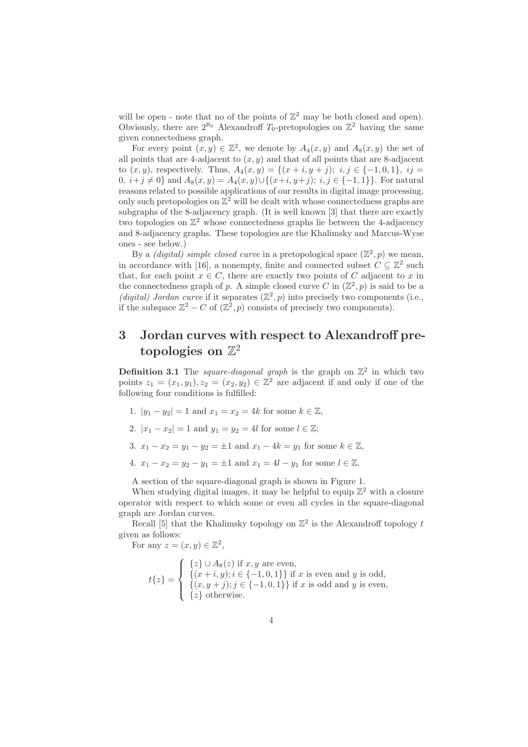will be open - note that no of the points of $\mathbb{Z}^2$ may be both closed and open). Obviously, there are $2^{\aleph_0}$ Alexandroff $T_0$-pretopologies on $\mathbb{Z}^2$ having the same given connectedness graph.

For every point $(x, y) \in \mathbb{Z}^2$, we denote by $A_4(x, y)$ and $A_8(x, y)$ the set of all points that are 4-adjacent to $(x, y)$ and that of all points that are 8-adjacent to $(x, y)$, respectively. Thus, $A_4(x, y) = \{(x+i, y+j);\ i, j \in \{-1, 0, 1\},\ ij = 0,\ i+j \neq 0\}$ and $A_8(x, y) = A_4(x, y) \cup \{(x+i, y+j);\ i, j \in \{-1, 1\}\}$. For natural reasons related to possible applications of our results in digital image processing, only such pretopologies on $\mathbb{Z}^2$ will be dealt with whose connectedness graphs are subgraphs of the 8-adjacency graph. (It is well known [3] that there are exactly two topologies on $\mathbb{Z}^2$ whose connectedness graphs lie between the 4-adjacency and 8-adjacency graphs. These topologies are the Khalimsky and Marcus-Wyse ones - see below.)

By a *(digital) simple closed curve* in a pretopological space $(\mathbb{Z}^2, p)$ we mean, in accordance with [16], a nonempty, finite and connected subset $C \subseteq \mathbb{Z}^2$ such that, for each point $x \in C$, there are exactly two points of $C$ adjacent to $x$ in the connectedness graph of $p$. A simple closed curve $C$ in $(\mathbb{Z}^2, p)$ is said to be a *(digital) Jordan curve* if it separates $(\mathbb{Z}^2, p)$ into precisely two components (i.e., if the subspace $\mathbb{Z}^2 - C$ of $(\mathbb{Z}^2, p)$ consists of precisely two components).

## 3 Jordan curves with respect to Alexandroff pretopologies on $\mathbb{Z}^2$

**Definition 3.1** The *square-diagonal graph* is the graph on $\mathbb{Z}^2$ in which two points $z_1 = (x_1, y_1), z_2 = (x_2, y_2) \in \mathbb{Z}^2$ are adjacent if and only if one of the following four conditions is fulfilled:

1. $|y_1 - y_2| = 1$ and $x_1 = x_2 = 4k$ for some $k \in \mathbb{Z}$,
2. $|x_1 - x_2| = 1$ and $y_1 = y_2 = 4l$ for some $l \in \mathbb{Z}$;
3. $x_1 - x_2 = y_1 - y_2 = \pm 1$ and $x_1 - 4k = y_1$ for some $k \in \mathbb{Z}$,
4. $x_1 - x_2 = y_2 - y_1 = \pm 1$ and $x_1 = 4l - y_1$ for some $l \in \mathbb{Z}$.

A section of the square-diagonal graph is shown in Figure 1.

When studying digital images, it may be helpful to equip $\mathbb{Z}^2$ with a closure operator with respect to which some or even all cycles in the square-diagonal graph are Jordan curves.

Recall [5] that the Khalimsky topology on $\mathbb{Z}^2$ is the Alexandroff topology $t$ given as follows:

For any $z = (x, y) \in \mathbb{Z}^2$,

$$t\{z\} = \begin{cases} \{z\} \cup A_8(z) \text{ if } x, y \text{ are even,} \\ \{(x+i, y); i \in \{-1, 0, 1\}\} \text{ if } x \text{ is even and } y \text{ is odd,} \\ \{(x, y+j); j \in \{-1, 0, 1\}\} \text{ if } x \text{ is odd and } y \text{ is even,} \\ \{z\} \text{ otherwise.} \end{cases}$$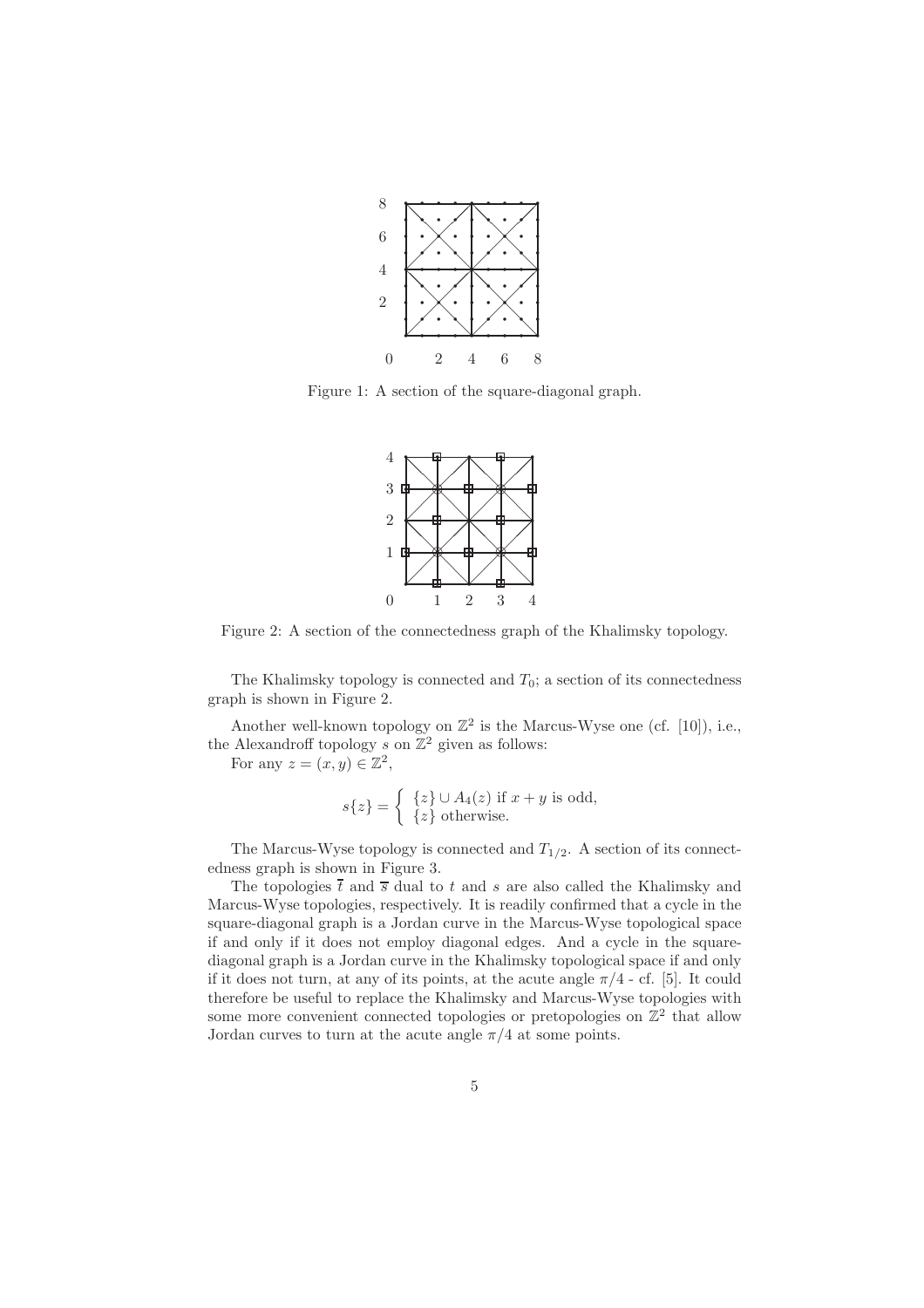Figure 1: A section of the square-diagonal graph.

Figure 2: A section of the connectedness graph of the Khalimsky topology.

The Khalimsky topology is connected and $T_0$; a section of its connectedness graph is shown in Figure 2.

Another well-known topology on $\mathbb{Z}^2$ is the Marcus-Wyse one (cf. [10]), i.e., the Alexandroff topology $s$ on $\mathbb{Z}^2$ given as follows:

For any $z = (x, y) \in \mathbb{Z}^2$,

$$s\{z\} = \begin{cases} \{z\} \cup A_4(z) \text{ if } x + y \text{ is odd,} \\ \{z\} \text{ otherwise.} \end{cases}$$

The Marcus-Wyse topology is connected and $T_{1/2}$. A section of its connectedness graph is shown in Figure 3.

The topologies $\overline{t}$ and $\overline{s}$ dual to $t$ and $s$ are also called the Khalimsky and Marcus-Wyse topologies, respectively. It is readily confirmed that a cycle in the square-diagonal graph is a Jordan curve in the Marcus-Wyse topological space if and only if it does not employ diagonal edges. And a cycle in the square-diagonal graph is a Jordan curve in the Khalimsky topological space if and only if it does not turn, at any of its points, at the acute angle $\pi/4$ - cf. [5]. It could therefore be useful to replace the Khalimsky and Marcus-Wyse topologies with some more convenient connected topologies or pretopologies on $\mathbb{Z}^2$ that allow Jordan curves to turn at the acute angle $\pi/4$ at some points.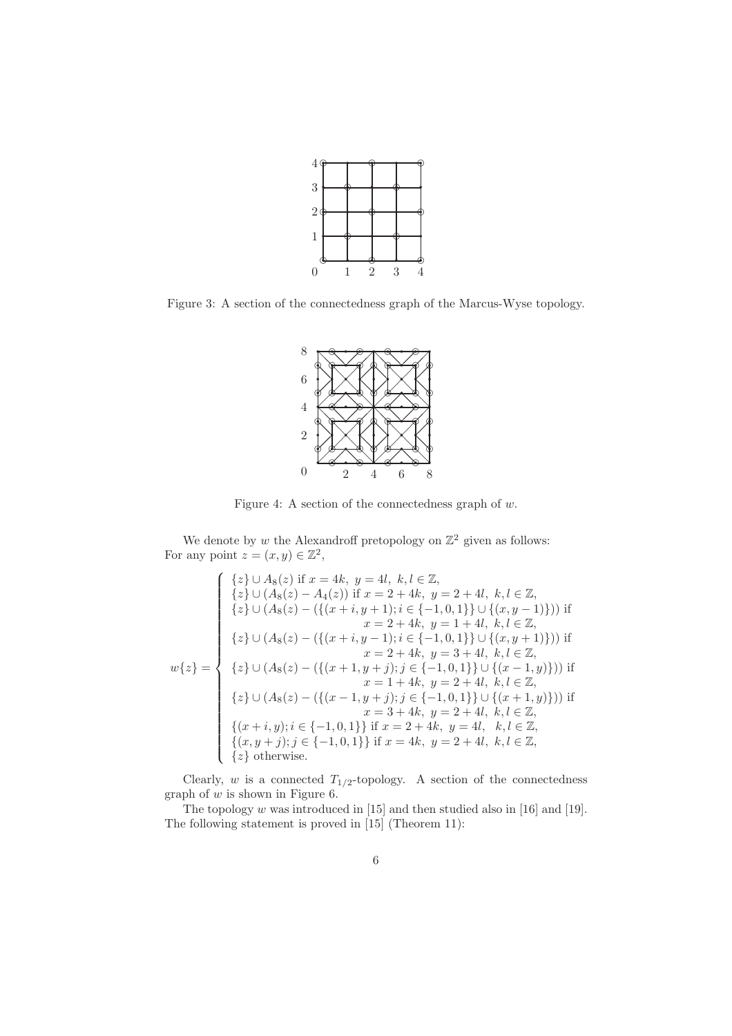Figure 3: A section of the connectedness graph of the Marcus-Wyse topology.

Figure 4: A section of the connectedness graph of $w$.

We denote by $w$ the Alexandroff pretopology on $\mathbb{Z}^2$ given as follows:
For any point $z = (x, y) \in \mathbb{Z}^2$,

$$
w\{z\} = \begin{cases}
\{z\} \cup A_8(z) \text{ if } x = 4k,\ y = 4l,\ k, l \in \mathbb{Z}, \\
\{z\} \cup (A_8(z) - A_4(z)) \text{ if } x = 2 + 4k,\ y = 2 + 4l,\ k, l \in \mathbb{Z}, \\
\{z\} \cup (A_8(z) - (\{(x + i, y + 1); i \in \{-1, 0, 1\}\} \cup \{(x, y - 1)\})) \text{ if } \\
\qquad x = 2 + 4k,\ y = 1 + 4l,\ k, l \in \mathbb{Z}, \\
\{z\} \cup (A_8(z) - (\{(x + i, y - 1); i \in \{-1, 0, 1\}\} \cup \{(x, y + 1)\})) \text{ if } \\
\qquad x = 2 + 4k,\ y = 3 + 4l,\ k, l \in \mathbb{Z}, \\
\{z\} \cup (A_8(z) - (\{(x + 1, y + j); j \in \{-1, 0, 1\}\} \cup \{(x - 1, y)\})) \text{ if } \\
\qquad x = 1 + 4k,\ y = 2 + 4l,\ k, l \in \mathbb{Z}, \\
\{z\} \cup (A_8(z) - (\{(x - 1, y + j); j \in \{-1, 0, 1\}\} \cup \{(x + 1, y)\})) \text{ if } \\
\qquad x = 3 + 4k,\ y = 2 + 4l,\ k, l \in \mathbb{Z}, \\
\{(x + i, y); i \in \{-1, 0, 1\}\} \text{ if } x = 2 + 4k,\ y = 4l,\ \ k, l \in \mathbb{Z}, \\
\{(x, y + j); j \in \{-1, 0, 1\}\} \text{ if } x = 4k,\ y = 2 + 4l,\ k, l \in \mathbb{Z}, \\
\{z\} \text{ otherwise.}
\end{cases}
$$

Clearly, $w$ is a connected $T_{1/2}$-topology. A section of the connectedness graph of $w$ is shown in Figure 6.

The topology $w$ was introduced in [15] and then studied also in [16] and [19]. The following statement is proved in [15] (Theorem 11):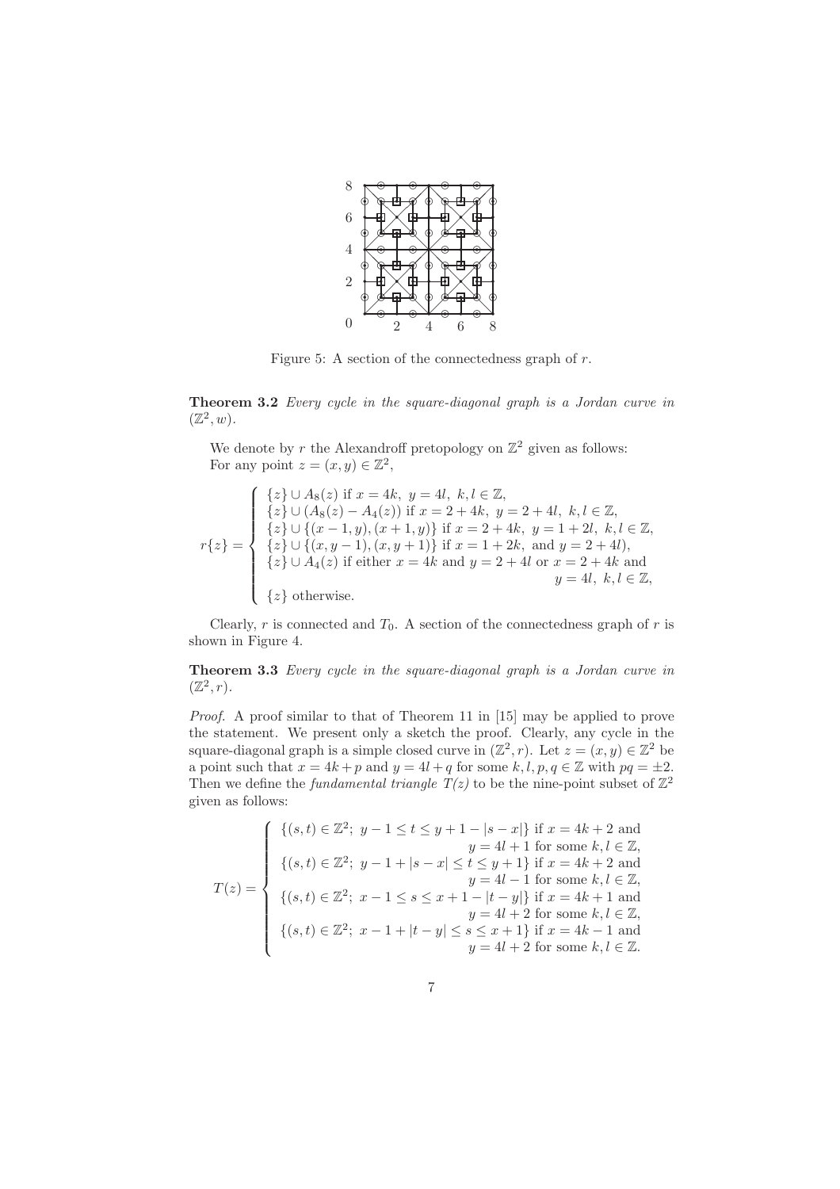Figure 5: A section of the connectedness graph of $r$.

**Theorem 3.2** *Every cycle in the square-diagonal graph is a Jordan curve in* $(\mathbb{Z}^2, w)$.

We denote by $r$ the Alexandroff pretopology on $\mathbb{Z}^2$ given as follows:
For any point $z = (x, y) \in \mathbb{Z}^2$,

$$
r\{z\} = \begin{cases} \{z\} \cup A_8(z) \text{ if } x = 4k,\ y = 4l,\ k, l \in \mathbb{Z}, \\ \{z\} \cup (A_8(z) - A_4(z)) \text{ if } x = 2 + 4k,\ y = 2 + 4l,\ k, l \in \mathbb{Z}, \\ \{z\} \cup \{(x-1, y), (x+1, y)\} \text{ if } x = 2 + 4k,\ y = 1 + 2l,\ k, l \in \mathbb{Z}, \\ \{z\} \cup \{(x, y-1), (x, y+1)\} \text{ if } x = 1 + 2k, \text{ and } y = 2 + 4l), \\ \{z\} \cup A_4(z) \text{ if either } x = 4k \text{ and } y = 2 + 4l \text{ or } x = 2 + 4k \text{ and } \\ \qquad\qquad\qquad\qquad\qquad\qquad\qquad\qquad y = 4l,\ k, l \in \mathbb{Z}, \\ \{z\} \text{ otherwise.} \end{cases}
$$

Clearly, $r$ is connected and $T_0$. A section of the connectedness graph of $r$ is shown in Figure 4.

**Theorem 3.3** *Every cycle in the square-diagonal graph is a Jordan curve in* $(\mathbb{Z}^2, r)$.

*Proof.* A proof similar to that of Theorem 11 in [15] may be applied to prove the statement. We present only a sketch the proof. Clearly, any cycle in the square-diagonal graph is a simple closed curve in $(\mathbb{Z}^2, r)$. Let $z = (x, y) \in \mathbb{Z}^2$ be a point such that $x = 4k + p$ and $y = 4l + q$ for some $k, l, p, q \in \mathbb{Z}$ with $pq = \pm 2$. Then we define the *fundamental triangle* $T(z)$ to be the nine-point subset of $\mathbb{Z}^2$ given as follows:

$$
T(z) = \begin{cases} \{(s, t) \in \mathbb{Z}^2;\ y - 1 \le t \le y + 1 - |s - x|\} \text{ if } x = 4k + 2 \text{ and } \\ \qquad\qquad\qquad\qquad\qquad\qquad y = 4l + 1 \text{ for some } k, l \in \mathbb{Z}, \\ \{(s, t) \in \mathbb{Z}^2;\ y - 1 + |s - x| \le t \le y + 1\} \text{ if } x = 4k + 2 \text{ and } \\ \qquad\qquad\qquad\qquad\qquad\qquad y = 4l - 1 \text{ for some } k, l \in \mathbb{Z}, \\ \{(s, t) \in \mathbb{Z}^2;\ x - 1 \le s \le x + 1 - |t - y|\} \text{ if } x = 4k + 1 \text{ and } \\ \qquad\qquad\qquad\qquad\qquad\qquad y = 4l + 2 \text{ for some } k, l \in \mathbb{Z}, \\ \{(s, t) \in \mathbb{Z}^2;\ x - 1 + |t - y| \le s \le x + 1\} \text{ if } x = 4k - 1 \text{ and } \\ \qquad\qquad\qquad\qquad\qquad\qquad y = 4l + 2 \text{ for some } k, l \in \mathbb{Z}. \end{cases}
$$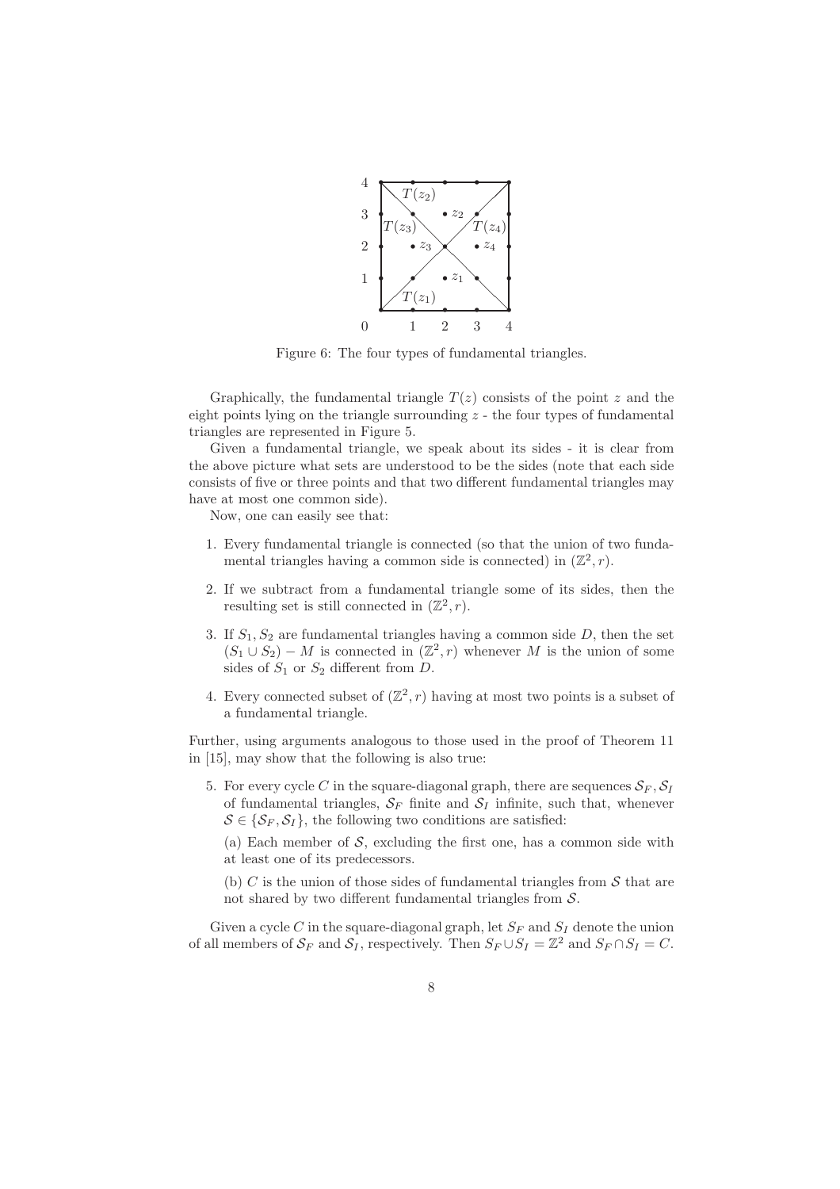Figure 6: The four types of fundamental triangles.

Graphically, the fundamental triangle $T(z)$ consists of the point $z$ and the eight points lying on the triangle surrounding $z$ - the four types of fundamental triangles are represented in Figure 5.

Given a fundamental triangle, we speak about its sides - it is clear from the above picture what sets are understood to be the sides (note that each side consists of five or three points and that two different fundamental triangles may have at most one common side).

Now, one can easily see that:

1. Every fundamental triangle is connected (so that the union of two fundamental triangles having a common side is connected) in $(\mathbb{Z}^2, r)$.
2. If we subtract from a fundamental triangle some of its sides, then the resulting set is still connected in $(\mathbb{Z}^2, r)$.
3. If $S_1, S_2$ are fundamental triangles having a common side $D$, then the set $(S_1 \cup S_2) - M$ is connected in $(\mathbb{Z}^2, r)$ whenever $M$ is the union of some sides of $S_1$ or $S_2$ different from $D$.
4. Every connected subset of $(\mathbb{Z}^2, r)$ having at most two points is a subset of a fundamental triangle.

Further, using arguments analogous to those used in the proof of Theorem 11 in [15], may show that the following is also true:

5. For every cycle $C$ in the square-diagonal graph, there are sequences $\mathcal{S}_F, \mathcal{S}_I$ of fundamental triangles, $\mathcal{S}_F$ finite and $\mathcal{S}_I$ infinite, such that, whenever $\mathcal{S} \in \{\mathcal{S}_F, \mathcal{S}_I\}$, the following two conditions are satisfied:

   (a) Each member of $\mathcal{S}$, excluding the first one, has a common side with at least one of its predecessors.

   (b) $C$ is the union of those sides of fundamental triangles from $\mathcal{S}$ that are not shared by two different fundamental triangles from $\mathcal{S}$.

Given a cycle $C$ in the square-diagonal graph, let $S_F$ and $S_I$ denote the union of all members of $\mathcal{S}_F$ and $\mathcal{S}_I$, respectively. Then $S_F \cup S_I = \mathbb{Z}^2$ and $S_F \cap S_I = C$.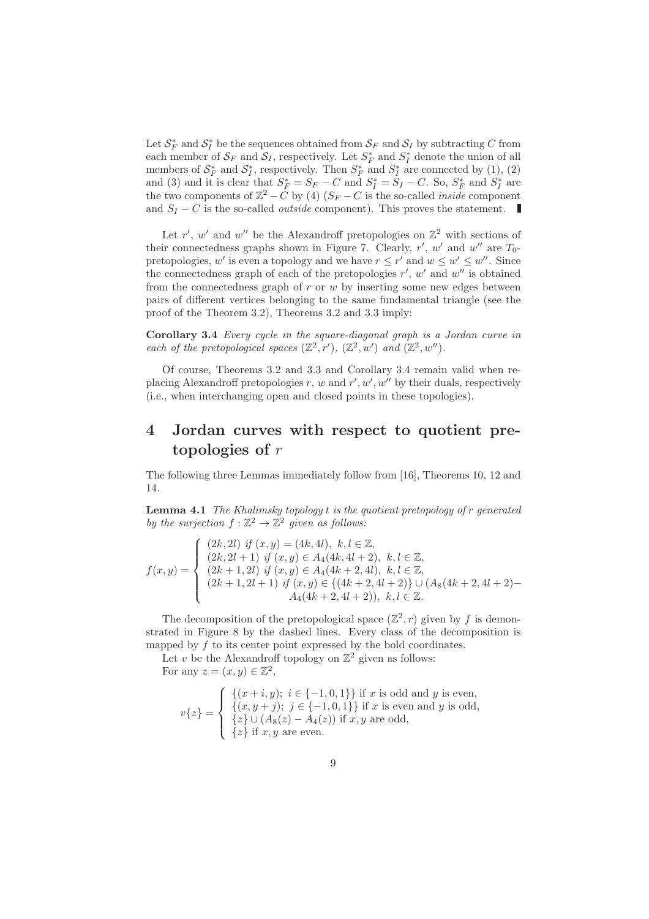Let $\mathcal{S}_F^*$ and $\mathcal{S}_I^*$ be the sequences obtained from $\mathcal{S}_F$ and $\mathcal{S}_I$ by subtracting $C$ from each member of $\mathcal{S}_F$ and $\mathcal{S}_I$, respectively. Let $S_F^*$ and $S_I^*$ denote the union of all members of $\mathcal{S}_F^*$ and $\mathcal{S}_I^*$, respectively. Then $S_F^*$ and $S_I^*$ are connected by (1), (2) and (3) and it is clear that $S_F^* = S_F - C$ and $S_I^* = S_I - C$. So, $S_F^*$ and $S_I^*$ are the two components of $\mathbb{Z}^2 - C$ by (4) ($S_F - C$ is the so-called *inside* component and $S_I - C$ is the so-called *outside* component). This proves the statement. ∎

Let $r'$, $w'$ and $w''$ be the Alexandroff pretopologies on $\mathbb{Z}^2$ with sections of their connectedness graphs shown in Figure 7. Clearly, $r'$, $w'$ and $w''$ are $T_0$-pretopologies, $w'$ is even a topology and we have $r \leq r'$ and $w \leq w' \leq w''$. Since the connectedness graph of each of the pretopologies $r'$, $w'$ and $w''$ is obtained from the connectedness graph of $r$ or $w$ by inserting some new edges between pairs of different vertices belonging to the same fundamental triangle (see the proof of the Theorem 3.2), Theorems 3.2 and 3.3 imply:

**Corollary 3.4** *Every cycle in the square-diagonal graph is a Jordan curve in each of the pretopological spaces* $(\mathbb{Z}^2, r')$, $(\mathbb{Z}^2, w')$ *and* $(\mathbb{Z}^2, w'')$.

Of course, Theorems 3.2 and 3.3 and Corollary 3.4 remain valid when replacing Alexandroff pretopologies $r$, $w$ and $r', w', w''$ by their duals, respectively (i.e., when interchanging open and closed points in these topologies).

# 4 Jordan curves with respect to quotient pretopologies of $r$

The following three Lemmas immediately follow from [16], Theorems 10, 12 and 14.

**Lemma 4.1** *The Khalimsky topology $t$ is the quotient pretopology of $r$ generated by the surjection $f : \mathbb{Z}^2 \to \mathbb{Z}^2$ given as follows:*

$$f(x,y) = \begin{cases} (2k, 2l) \text{ if } (x,y) = (4k, 4l),\ k,l \in \mathbb{Z}, \\ (2k, 2l+1) \text{ if } (x,y) \in A_4(4k, 4l+2),\ k,l \in \mathbb{Z}, \\ (2k+1, 2l) \text{ if } (x,y) \in A_4(4k+2, 4l),\ k,l \in \mathbb{Z}, \\ (2k+1, 2l+1) \text{ if } (x,y) \in \{(4k+2, 4l+2)\} \cup (A_8(4k+2, 4l+2) - \\ \qquad A_4(4k+2, 4l+2)),\ k,l \in \mathbb{Z}. \end{cases}$$

The decomposition of the pretopological space $(\mathbb{Z}^2, r)$ given by $f$ is demonstrated in Figure 8 by the dashed lines. Every class of the decomposition is mapped by $f$ to its center point expressed by the bold coordinates.

Let $v$ be the Alexandroff topology on $\mathbb{Z}^2$ given as follows:
For any $z = (x,y) \in \mathbb{Z}^2$,

$$v\{z\} = \begin{cases} \{(x+i, y);\ i \in \{-1,0,1\}\} \text{ if } x \text{ is odd and } y \text{ is even}, \\ \{(x, y+j);\ j \in \{-1,0,1\}\} \text{ if } x \text{ is even and } y \text{ is odd}, \\ \{z\} \cup (A_8(z) - A_4(z)) \text{ if } x,y \text{ are odd}, \\ \{z\} \text{ if } x,y \text{ are even}. \end{cases}$$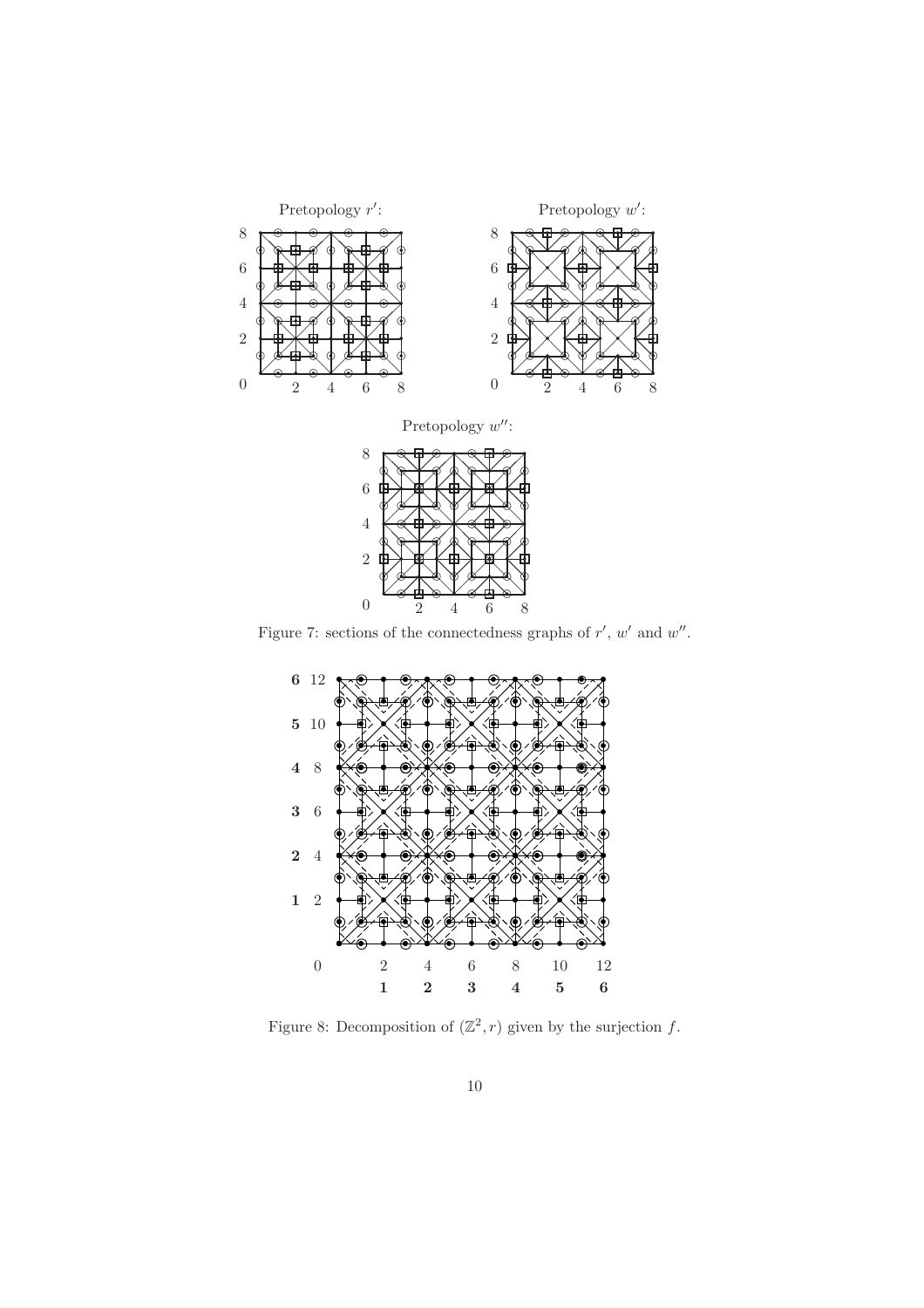Figure 7: sections of the connectedness graphs of $r'$, $w'$ and $w''$.

Figure 8: Decomposition of $(\mathbb{Z}^2, r)$ given by the surjection $f$.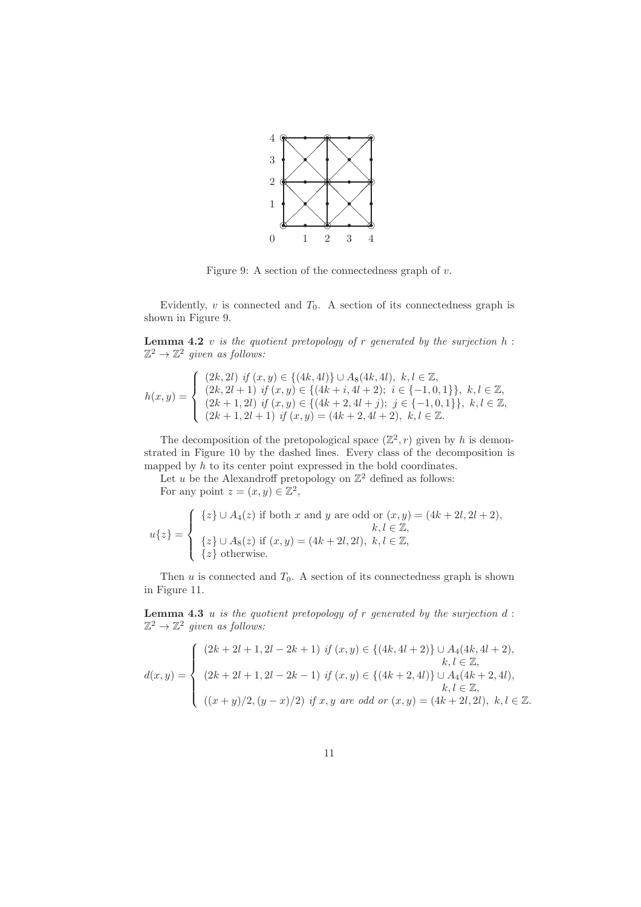Figure 9: A section of the connectedness graph of $v$.

Evidently, $v$ is connected and $T_0$. A section of its connectedness graph is shown in Figure 9.

**Lemma 4.2** *$v$ is the quotient pretopology of $r$ generated by the surjection $h : \mathbb{Z}^2 \to \mathbb{Z}^2$ given as follows:*

$$h(x,y) = \begin{cases} (2k, 2l) \text{ if } (x,y) \in \{(4k,4l)\} \cup A_8(4k,4l),\ k,l \in \mathbb{Z}, \\ (2k, 2l+1) \text{ if } (x,y) \in \{(4k+i, 4l+2);\ i \in \{-1,0,1\}\},\ k,l \in \mathbb{Z}, \\ (2k+1, 2l) \text{ if } (x,y) \in \{(4k+2, 4l+j);\ j \in \{-1,0,1\}\},\ k,l \in \mathbb{Z}, \\ (2k+1, 2l+1) \text{ if } (x,y) = (4k+2, 4l+2),\ k,l \in \mathbb{Z}. \end{cases}$$

The decomposition of the pretopological space $(\mathbb{Z}^2, r)$ given by $h$ is demonstrated in Figure 10 by the dashed lines. Every class of the decomposition is mapped by $h$ to its center point expressed in the bold coordinates.

Let $u$ be the Alexandroff pretopology on $\mathbb{Z}^2$ defined as follows:
For any point $z = (x,y) \in \mathbb{Z}^2$,

$$u\{z\} = \begin{cases} \{z\} \cup A_4(z) \text{ if both } x \text{ and } y \text{ are odd or } (x,y) = (4k+2l, 2l+2), \\ \qquad\qquad\qquad\qquad\qquad\qquad\qquad\qquad k,l \in \mathbb{Z}, \\ \{z\} \cup A_8(z) \text{ if } (x,y) = (4k+2l, 2l),\ k,l \in \mathbb{Z}, \\ \{z\} \text{ otherwise.} \end{cases}$$

Then $u$ is connected and $T_0$. A section of its connectedness graph is shown in Figure 11.

**Lemma 4.3** *$u$ is the quotient pretopology of $r$ generated by the surjection $d : \mathbb{Z}^2 \to \mathbb{Z}^2$ given as follows:*

$$d(x,y) = \begin{cases} (2k+2l+1, 2l-2k+1) \text{ if } (x,y) \in \{(4k, 4l+2)\} \cup A_4(4k, 4l+2), \\ \qquad\qquad\qquad\qquad\qquad\qquad\qquad\qquad k,l \in \mathbb{Z}, \\ (2k+2l+1, 2l-2k-1) \text{ if } (x,y) \in \{(4k+2, 4l)\} \cup A_4(4k+2, 4l), \\ \qquad\qquad\qquad\qquad\qquad\qquad\qquad\qquad k,l \in \mathbb{Z}, \\ ((x+y)/2, (y-x)/2) \text{ if } x,y \text{ are odd or } (x,y) = (4k+2l, 2l),\ k,l \in \mathbb{Z}. \end{cases}$$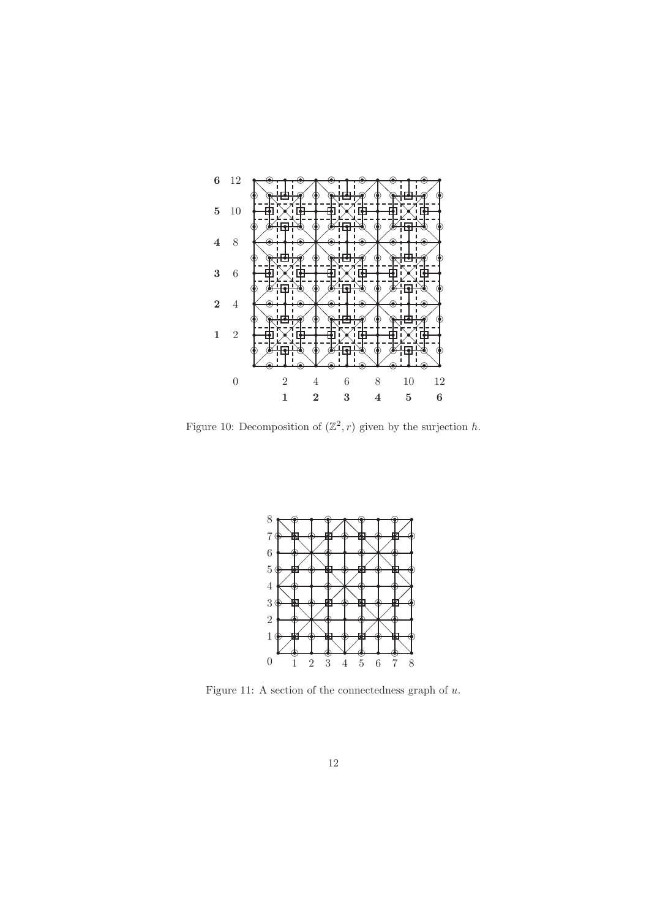Figure 10: Decomposition of $(\mathbb{Z}^2, r)$ given by the surjection $h$.

Figure 11: A section of the connectedness graph of $u$.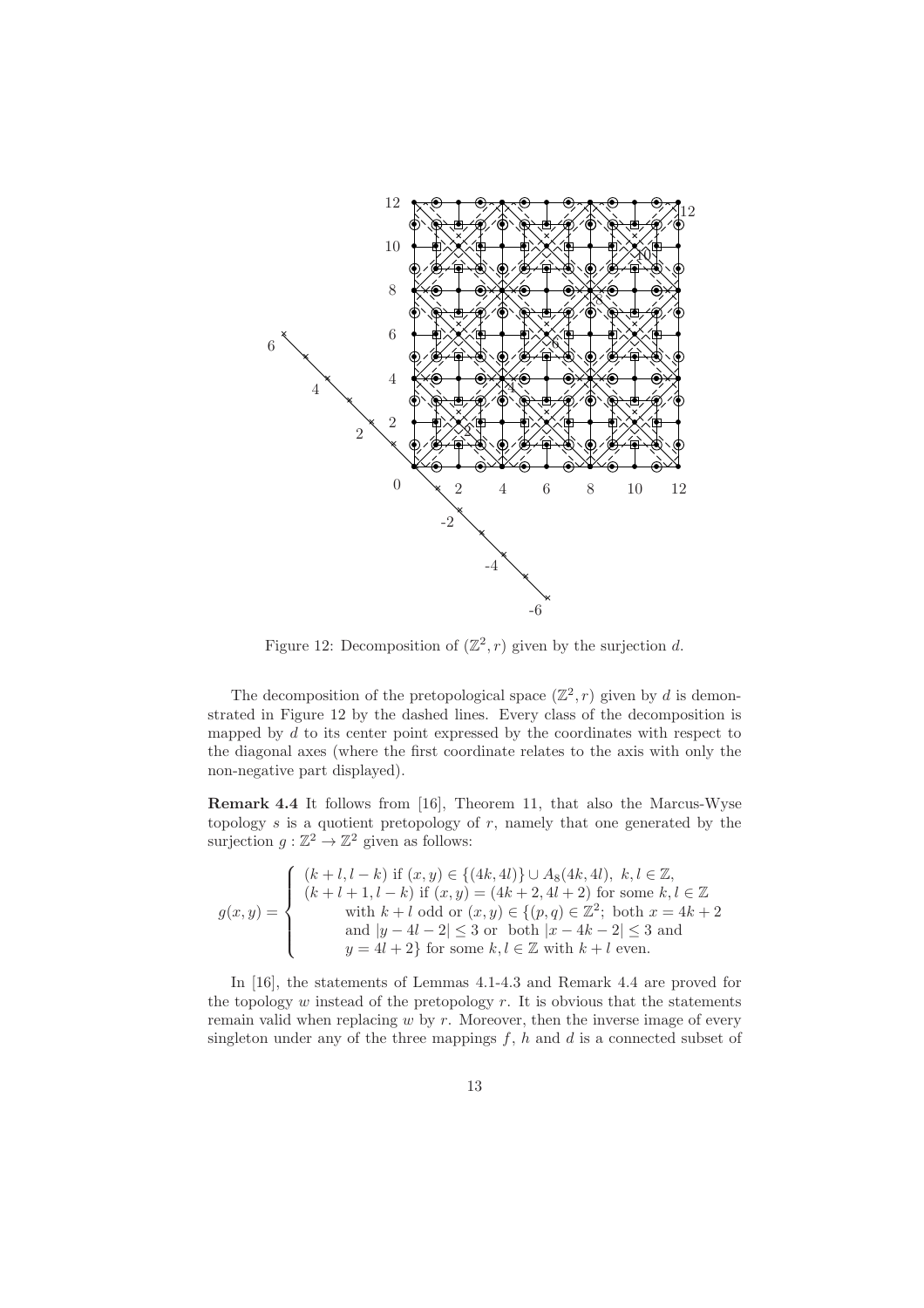Figure 12: Decomposition of $(\mathbb{Z}^2, r)$ given by the surjection $d$.

The decomposition of the pretopological space $(\mathbb{Z}^2, r)$ given by $d$ is demonstrated in Figure 12 by the dashed lines. Every class of the decomposition is mapped by $d$ to its center point expressed by the coordinates with respect to the diagonal axes (where the first coordinate relates to the axis with only the non-negative part displayed).

**Remark 4.4** It follows from [16], Theorem 11, that also the Marcus-Wyse topology $s$ is a quotient pretopology of $r$, namely that one generated by the surjection $g : \mathbb{Z}^2 \to \mathbb{Z}^2$ given as follows:

$$g(x,y) = \begin{cases} (k+l, l-k) \text{ if } (x,y) \in \{(4k,4l)\} \cup A_8(4k,4l),\ k,l \in \mathbb{Z}, \\ (k+l+1, l-k) \text{ if } (x,y) = (4k+2, 4l+2) \text{ for some } k,l \in \mathbb{Z} \\ \qquad \text{with } k+l \text{ odd or } (x,y) \in \{(p,q) \in \mathbb{Z}^2;\ \text{both } x = 4k+2 \\ \qquad \text{and } |y-4l-2| \leq 3 \text{ or both } |x-4k-2| \leq 3 \text{ and} \\ \qquad y = 4l+2\} \text{ for some } k,l \in \mathbb{Z} \text{ with } k+l \text{ even.} \end{cases}$$

In [16], the statements of Lemmas 4.1-4.3 and Remark 4.4 are proved for the topology $w$ instead of the pretopology $r$. It is obvious that the statements remain valid when replacing $w$ by $r$. Moreover, then the inverse image of every singleton under any of the three mappings $f$, $h$ and $d$ is a connected subset of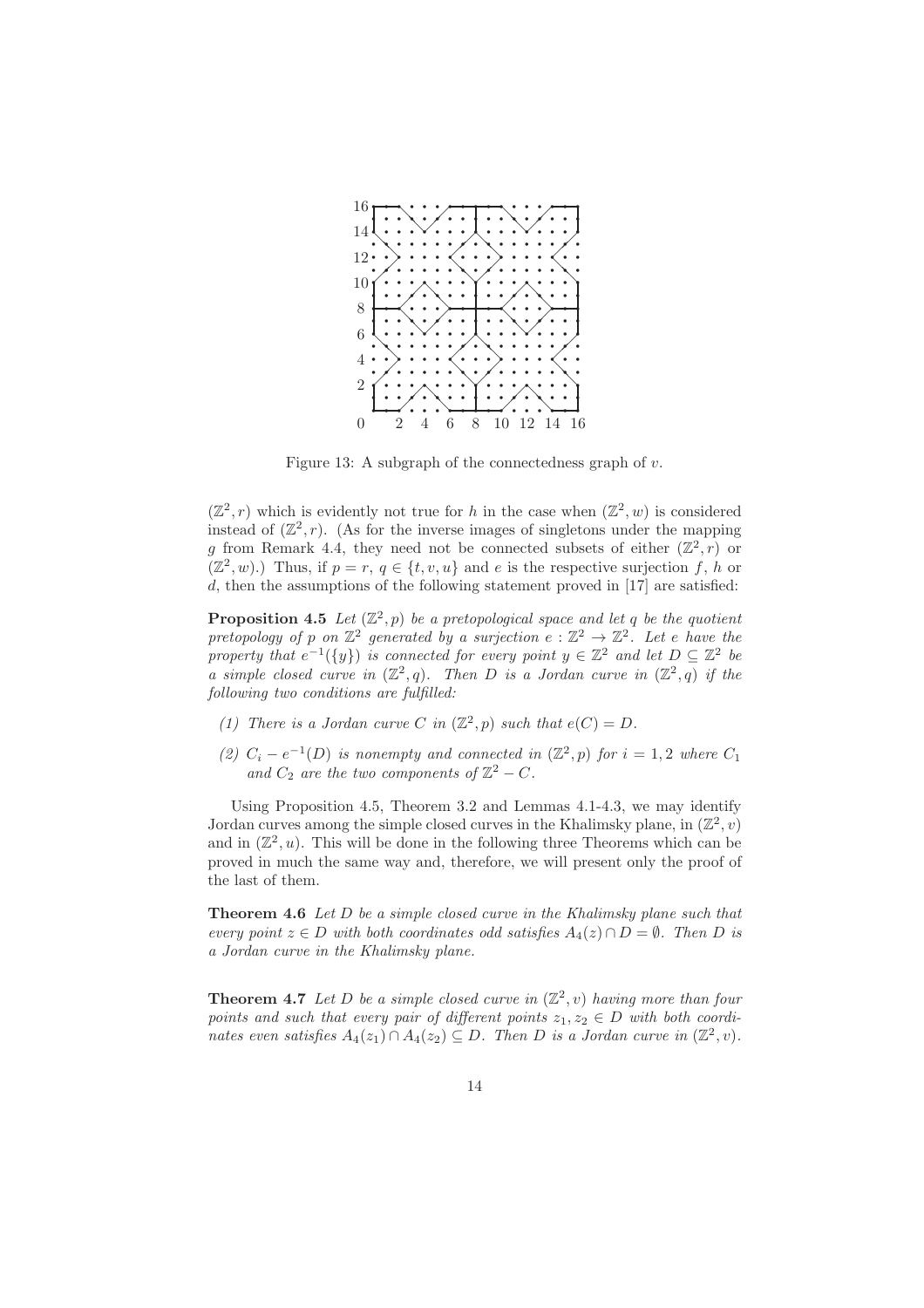Figure 13: A subgraph of the connectedness graph of $v$.

$(\mathbb{Z}^2, r)$ which is evidently not true for $h$ in the case when $(\mathbb{Z}^2, w)$ is considered instead of $(\mathbb{Z}^2, r)$. (As for the inverse images of singletons under the mapping $g$ from Remark 4.4, they need not be connected subsets of either $(\mathbb{Z}^2, r)$ or $(\mathbb{Z}^2, w)$.) Thus, if $p = r$, $q \in \{t, v, u\}$ and $e$ is the respective surjection $f$, $h$ or $d$, then the assumptions of the following statement proved in [17] are satisfied:

**Proposition 4.5** *Let $(\mathbb{Z}^2, p)$ be a pretopological space and let $q$ be the quotient pretopology of $p$ on $\mathbb{Z}^2$ generated by a surjection $e : \mathbb{Z}^2 \to \mathbb{Z}^2$. Let $e$ have the property that $e^{-1}(\{y\})$ is connected for every point $y \in \mathbb{Z}^2$ and let $D \subseteq \mathbb{Z}^2$ be a simple closed curve in $(\mathbb{Z}^2, q)$. Then $D$ is a Jordan curve in $(\mathbb{Z}^2, q)$ if the following two conditions are fulfilled:*

*(1) There is a Jordan curve $C$ in $(\mathbb{Z}^2, p)$ such that $e(C) = D$.*

*(2) $C_i - e^{-1}(D)$ is nonempty and connected in $(\mathbb{Z}^2, p)$ for $i = 1, 2$ where $C_1$ and $C_2$ are the two components of $\mathbb{Z}^2 - C$.*

Using Proposition 4.5, Theorem 3.2 and Lemmas 4.1-4.3, we may identify Jordan curves among the simple closed curves in the Khalimsky plane, in $(\mathbb{Z}^2, v)$ and in $(\mathbb{Z}^2, u)$. This will be done in the following three Theorems which can be proved in much the same way and, therefore, we will present only the proof of the last of them.

**Theorem 4.6** *Let $D$ be a simple closed curve in the Khalimsky plane such that every point $z \in D$ with both coordinates odd satisfies $A_4(z) \cap D = \emptyset$. Then $D$ is a Jordan curve in the Khalimsky plane.*

**Theorem 4.7** *Let $D$ be a simple closed curve in $(\mathbb{Z}^2, v)$ having more than four points and such that every pair of different points $z_1, z_2 \in D$ with both coordinates even satisfies $A_4(z_1) \cap A_4(z_2) \subseteq D$. Then $D$ is a Jordan curve in $(\mathbb{Z}^2, v)$.*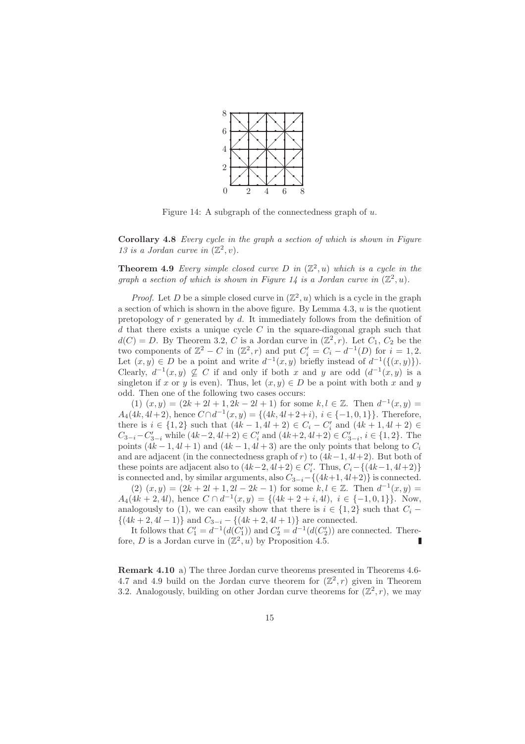Figure 14: A subgraph of the connectedness graph of $u$.

**Corollary 4.8** *Every cycle in the graph a section of which is shown in Figure 13 is a Jordan curve in $(\mathbb{Z}^2, v)$.*

**Theorem 4.9** *Every simple closed curve $D$ in $(\mathbb{Z}^2, u)$ which is a cycle in the graph a section of which is shown in Figure 14 is a Jordan curve in $(\mathbb{Z}^2, u)$.*

*Proof.* Let $D$ be a simple closed curve in $(\mathbb{Z}^2, u)$ which is a cycle in the graph a section of which is shown in the above figure. By Lemma 4.3, $u$ is the quotient pretopology of $r$ generated by $d$. It immediately follows from the definition of $d$ that there exists a unique cycle $C$ in the square-diagonal graph such that $d(C) = D$. By Theorem 3.2, $C$ is a Jordan curve in $(\mathbb{Z}^2, r)$. Let $C_1$, $C_2$ be the two components of $\mathbb{Z}^2 - C$ in $(\mathbb{Z}^2, r)$ and put $C_i' = C_i - d^{-1}(D)$ for $i = 1, 2$. Let $(x, y) \in D$ be a point and write $d^{-1}(x, y)$ briefly instead of $d^{-1}(\{(x, y)\})$. Clearly, $d^{-1}(x, y) \not\subseteq C$ if and only if both $x$ and $y$ are odd ($d^{-1}(x, y)$ is a singleton if $x$ or $y$ is even). Thus, let $(x, y) \in D$ be a point with both $x$ and $y$ odd. Then one of the following two cases occurs:

(1) $(x, y) = (2k + 2l + 1, 2k - 2l + 1)$ for some $k, l \in \mathbb{Z}$. Then $d^{-1}(x, y) = A_4(4k, 4l+2)$, hence $C \cap d^{-1}(x, y) = \{(4k, 4l+2+i),\ i \in \{-1, 0, 1\}\}$. Therefore, there is $i \in \{1, 2\}$ such that $(4k - 1, 4l + 2) \in C_i - C_i'$ and $(4k + 1, 4l + 2) \in C_{3-i} - C_{3-i}'$ while $(4k-2, 4l+2) \in C_i'$ and $(4k+2, 4l+2) \in C_{3-i}'$, $i \in \{1, 2\}$. The points $(4k - 1, 4l + 1)$ and $(4k - 1, 4l + 3)$ are the only points that belong to $C_i$ and are adjacent (in the connectedness graph of $r$) to $(4k-1, 4l+2)$. But both of these points are adjacent also to $(4k-2, 4l+2) \in C_i'$. Thus, $C_i - \{(4k-1, 4l+2)\}$ is connected and, by similar arguments, also $C_{3-i} - \{(4k+1, 4l+2)\}$ is connected.

(2) $(x, y) = (2k + 2l + 1, 2l - 2k - 1)$ for some $k, l \in \mathbb{Z}$. Then $d^{-1}(x, y) = A_4(4k + 2, 4l)$, hence $C \cap d^{-1}(x, y) = \{(4k + 2 + i, 4l),\ i \in \{-1, 0, 1\}\}$. Now, analogously to (1), we can easily show that there is $i \in \{1, 2\}$ such that $C_i - \{(4k + 2, 4l - 1)\}$ and $C_{3-i} - \{(4k + 2, 4l + 1)\}$ are connected.

It follows that $C_1' = d^{-1}(d(C_1'))$ and $C_2' = d^{-1}(d(C_2'))$ are connected. Therefore, $D$ is a Jordan curve in $(\mathbb{Z}^2, u)$ by Proposition 4.5. ∎

**Remark 4.10** a) The three Jordan curve theorems presented in Theorems 4.6-4.7 and 4.9 build on the Jordan curve theorem for $(\mathbb{Z}^2, r)$ given in Theorem 3.2. Analogously, building on other Jordan curve theorems for $(\mathbb{Z}^2, r)$, we may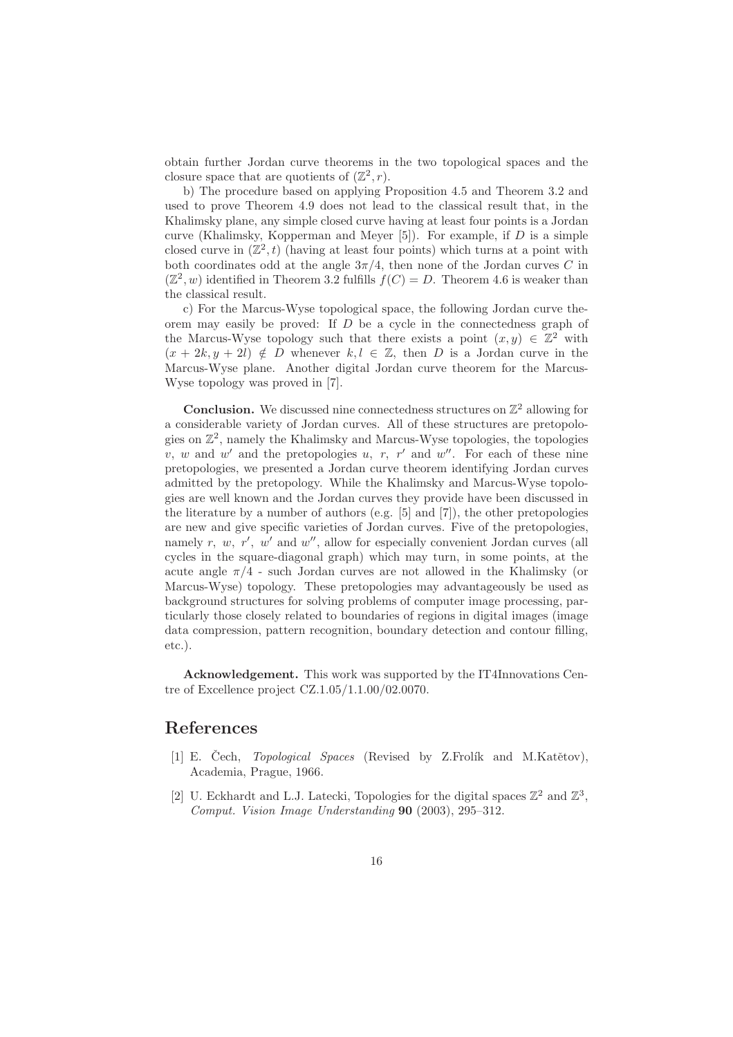obtain further Jordan curve theorems in the two topological spaces and the closure space that are quotients of $(\mathbb{Z}^2, r)$.

b) The procedure based on applying Proposition 4.5 and Theorem 3.2 and used to prove Theorem 4.9 does not lead to the classical result that, in the Khalimsky plane, any simple closed curve having at least four points is a Jordan curve (Khalimsky, Kopperman and Meyer [5]). For example, if $D$ is a simple closed curve in $(\mathbb{Z}^2, t)$ (having at least four points) which turns at a point with both coordinates odd at the angle $3\pi/4$, then none of the Jordan curves $C$ in $(\mathbb{Z}^2, w)$ identified in Theorem 3.2 fulfills $f(C) = D$. Theorem 4.6 is weaker than the classical result.

c) For the Marcus-Wyse topological space, the following Jordan curve theorem may easily be proved: If $D$ be a cycle in the connectedness graph of the Marcus-Wyse topology such that there exists a point $(x, y) \in \mathbb{Z}^2$ with $(x + 2k, y + 2l) \notin D$ whenever $k, l \in \mathbb{Z}$, then $D$ is a Jordan curve in the Marcus-Wyse plane. Another digital Jordan curve theorem for the Marcus-Wyse topology was proved in [7].

**Conclusion.** We discussed nine connectedness structures on $\mathbb{Z}^2$ allowing for a considerable variety of Jordan curves. All of these structures are pretopologies on $\mathbb{Z}^2$, namely the Khalimsky and Marcus-Wyse topologies, the topologies $v$, $w$ and $w'$ and the pretopologies $u$, $r$, $r'$ and $w''$. For each of these nine pretopologies, we presented a Jordan curve theorem identifying Jordan curves admitted by the pretopology. While the Khalimsky and Marcus-Wyse topologies are well known and the Jordan curves they provide have been discussed in the literature by a number of authors (e.g. [5] and [7]), the other pretopologies are new and give specific varieties of Jordan curves. Five of the pretopologies, namely $r$, $w$, $r'$, $w'$ and $w''$, allow for especially convenient Jordan curves (all cycles in the square-diagonal graph) which may turn, in some points, at the acute angle $\pi/4$ - such Jordan curves are not allowed in the Khalimsky (or Marcus-Wyse) topology. These pretopologies may advantageously be used as background structures for solving problems of computer image processing, particularly those closely related to boundaries of regions in digital images (image data compression, pattern recognition, boundary detection and contour filling, etc.).

**Acknowledgement.** This work was supported by the IT4Innovations Centre of Excellence project CZ.1.05/1.1.00/02.0070.

# References

[1] E. Čech, *Topological Spaces* (Revised by Z.Frolík and M.Katětov), Academia, Prague, 1966.

[2] U. Eckhardt and L.J. Latecki, Topologies for the digital spaces $\mathbb{Z}^2$ and $\mathbb{Z}^3$, *Comput. Vision Image Understanding* **90** (2003), 295–312.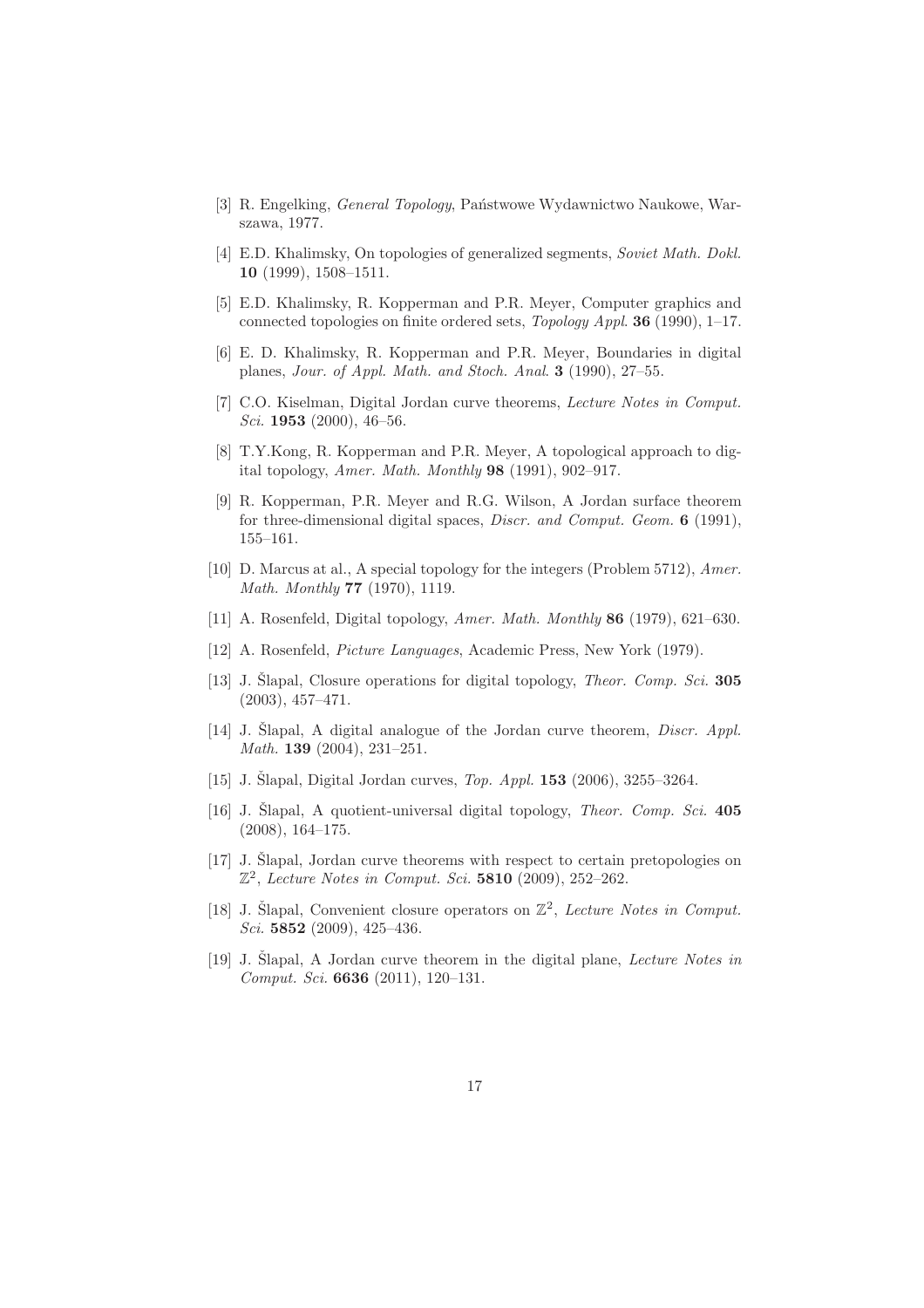[3] R. Engelking, *General Topology*, Państwowe Wydawnictwo Naukowe, Warszawa, 1977.

[4] E.D. Khalimsky, On topologies of generalized segments, *Soviet Math. Dokl.* **10** (1999), 1508–1511.

[5] E.D. Khalimsky, R. Kopperman and P.R. Meyer, Computer graphics and connected topologies on finite ordered sets, *Topology Appl*. **36** (1990), 1–17.

[6] E. D. Khalimsky, R. Kopperman and P.R. Meyer, Boundaries in digital planes, *Jour. of Appl. Math. and Stoch. Anal*. **3** (1990), 27–55.

[7] C.O. Kiselman, Digital Jordan curve theorems, *Lecture Notes in Comput. Sci.* **1953** (2000), 46–56.

[8] T.Y.Kong, R. Kopperman and P.R. Meyer, A topological approach to digital topology, *Amer. Math. Monthly* **98** (1991), 902–917.

[9] R. Kopperman, P.R. Meyer and R.G. Wilson, A Jordan surface theorem for three-dimensional digital spaces, *Discr. and Comput. Geom.* **6** (1991), 155–161.

[10] D. Marcus at al., A special topology for the integers (Problem 5712), *Amer. Math. Monthly* **77** (1970), 1119.

[11] A. Rosenfeld, Digital topology, *Amer. Math. Monthly* **86** (1979), 621–630.

[12] A. Rosenfeld, *Picture Languages*, Academic Press, New York (1979).

[13] J. Šlapal, Closure operations for digital topology, *Theor. Comp. Sci.* **305** (2003), 457–471.

[14] J. Šlapal, A digital analogue of the Jordan curve theorem, *Discr. Appl. Math.* **139** (2004), 231–251.

[15] J. Šlapal, Digital Jordan curves, *Top. Appl.* **153** (2006), 3255–3264.

[16] J. Šlapal, A quotient-universal digital topology, *Theor. Comp. Sci.* **405** (2008), 164–175.

[17] J. Šlapal, Jordan curve theorems with respect to certain pretopologies on $\mathbb{Z}^2$, *Lecture Notes in Comput. Sci.* **5810** (2009), 252–262.

[18] J. Šlapal, Convenient closure operators on $\mathbb{Z}^2$, *Lecture Notes in Comput. Sci.* **5852** (2009), 425–436.

[19] J. Šlapal, A Jordan curve theorem in the digital plane, *Lecture Notes in Comput. Sci.* **6636** (2011), 120–131.